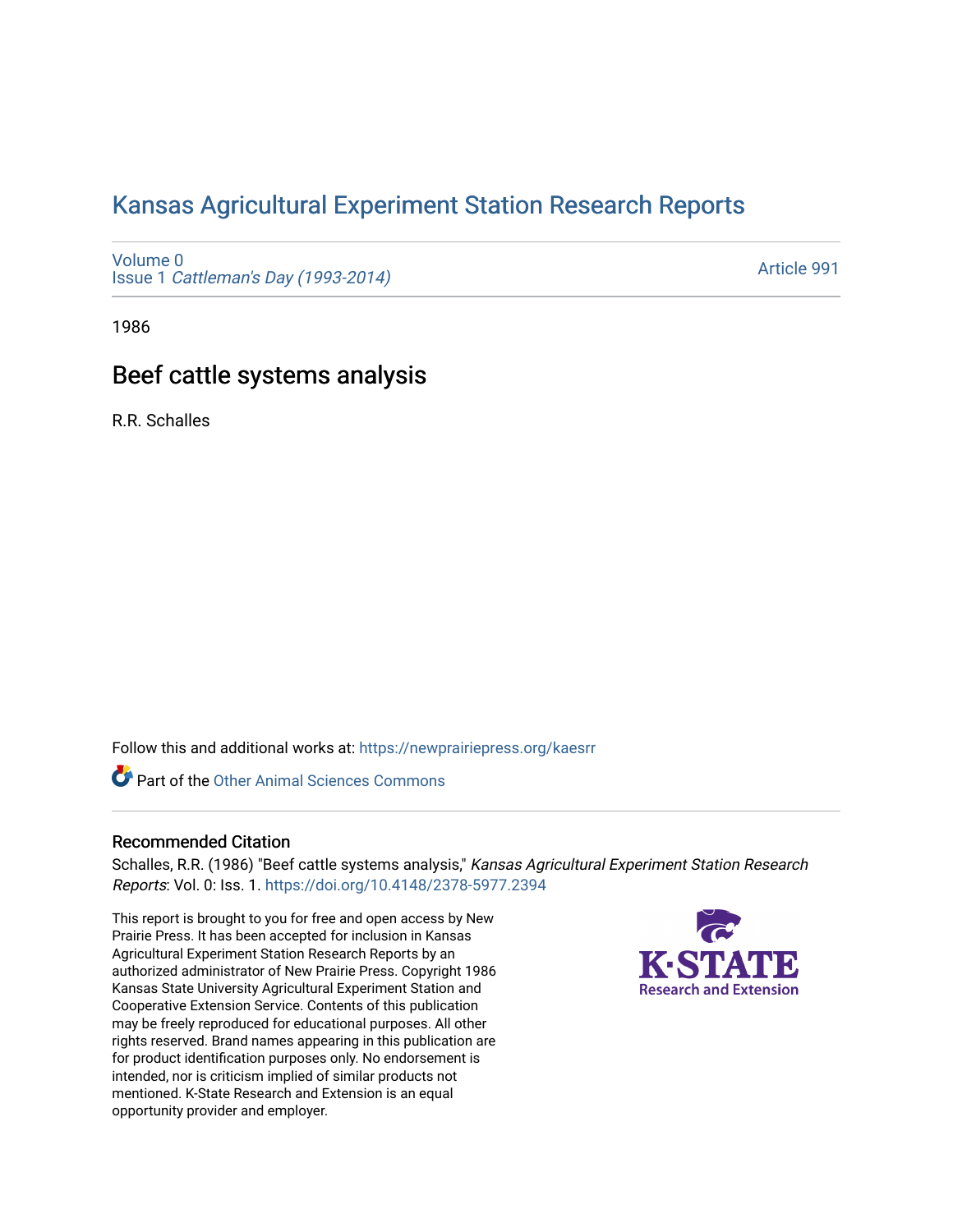# Kansas Agricultural Experiment Station Research Reports

Volume 0
Issue 1 *Cattleman's Day (1993-2014)*

Article 991

1986

## Beef cattle systems analysis

R.R. Schalles

Follow this and additional works at: https://newprairiepress.org/kaesrr

Part of the Other Animal Sciences Commons

### Recommended Citation

Schalles, R.R. (1986) "Beef cattle systems analysis," *Kansas Agricultural Experiment Station Research Reports*: Vol. 0: Iss. 1. https://doi.org/10.4148/2378-5977.2394

This report is brought to you for free and open access by New Prairie Press. It has been accepted for inclusion in Kansas Agricultural Experiment Station Research Reports by an authorized administrator of New Prairie Press. Copyright 1986 Kansas State University Agricultural Experiment Station and Cooperative Extension Service. Contents of this publication may be freely reproduced for educational purposes. All other rights reserved. Brand names appearing in this publication are for product identification purposes only. No endorsement is intended, nor is criticism implied of similar products not mentioned. K-State Research and Extension is an equal opportunity provider and employer.

K-STATE Research and Extension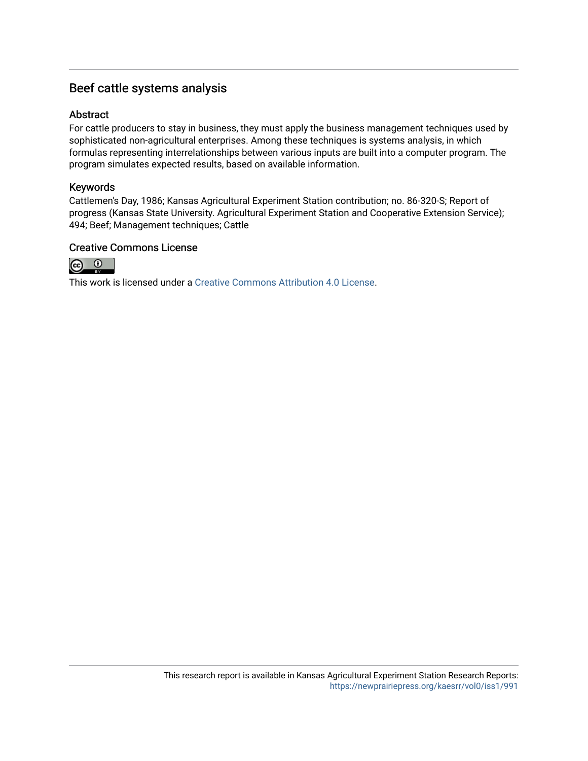# Beef cattle systems analysis

## Abstract

For cattle producers to stay in business, they must apply the business management techniques used by sophisticated non-agricultural enterprises. Among these techniques is systems analysis, in which formulas representing interrelationships between various inputs are built into a computer program. The program simulates expected results, based on available information.

## Keywords

Cattlemen's Day, 1986; Kansas Agricultural Experiment Station contribution; no. 86-320-S; Report of progress (Kansas State University. Agricultural Experiment Station and Cooperative Extension Service); 494; Beef; Management techniques; Cattle

## Creative Commons License

This work is licensed under a Creative Commons Attribution 4.0 License.

This research report is available in Kansas Agricultural Experiment Station Research Reports: https://newprairiepress.org/kaesrr/vol0/iss1/991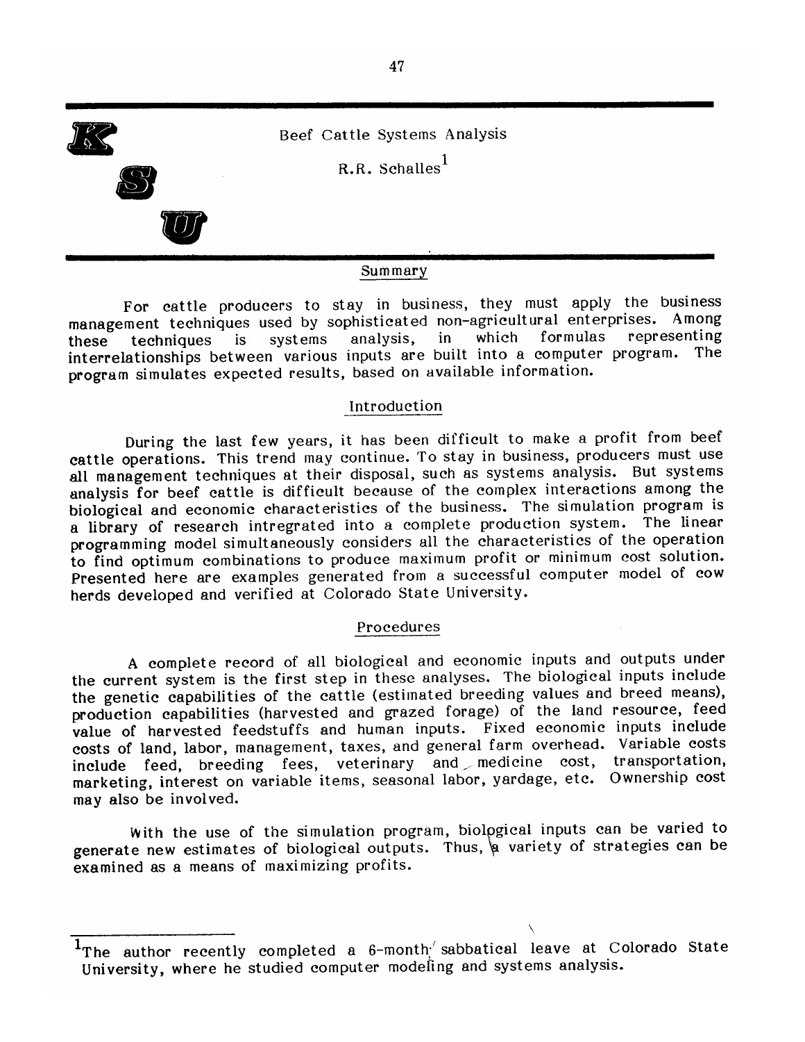# Beef Cattle Systems Analysis

R.R. Schalles[1]

## Summary

For cattle producers to stay in business, they must apply the business management techniques used by sophisticated non-agricultural enterprises. Among these techniques is systems analysis, in which formulas representing interrelationships between various inputs are built into a computer program. The program simulates expected results, based on available information.

## Introduction

During the last few years, it has been difficult to make a profit from beef cattle operations. This trend may continue. To stay in business, producers must use all management techniques at their disposal, such as systems analysis. But systems analysis for beef cattle is difficult because of the complex interactions among the biological and economic characteristics of the business. The simulation program is a library of research intregrated into a complete production system. The linear programming model simultaneously considers all the characteristics of the operation to find optimum combinations to produce maximum profit or minimum cost solution. Presented here are examples generated from a successful computer model of cow herds developed and verified at Colorado State University.

## Procedures

A complete record of all biological and economic inputs and outputs under the current system is the first step in these analyses. The biological inputs include the genetic capabilities of the cattle (estimated breeding values and breed means), production capabilities (harvested and grazed forage) of the land resource, feed value of harvested feedstuffs and human inputs. Fixed economic inputs include costs of land, labor, management, taxes, and general farm overhead. Variable costs include feed, breeding fees, veterinary and medicine cost, transportation, marketing, interest on variable items, seasonal labor, yardage, etc. Ownership cost may also be involved.

With the use of the simulation program, biological inputs can be varied to generate new estimates of biological outputs. Thus, a variety of strategies can be examined as a means of maximizing profits.

---

[1]The author recently completed a 6-month sabbatical leave at Colorado State University, where he studied computer modeling and systems analysis.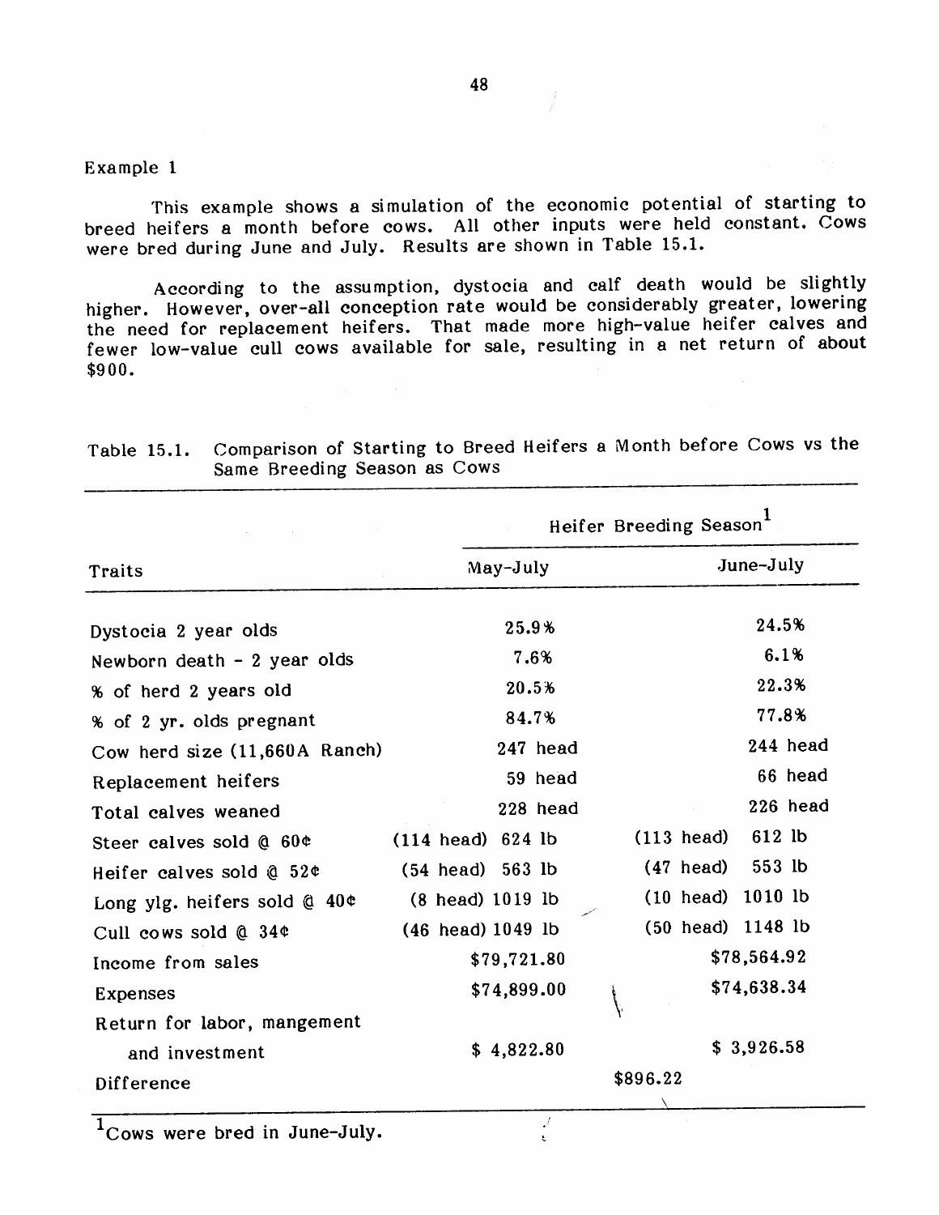Example 1

This example shows a simulation of the economic potential of starting to breed heifers a month before cows. All other inputs were held constant. Cows were bred during June and July. Results are shown in Table 15.1.

According to the assumption, dystocia and calf death would be slightly higher. However, over-all conception rate would be considerably greater, lowering the need for replacement heifers. That made more high-value heifer calves and fewer low-value cull cows available for sale, resulting in a net return of about $900.

Table 15.1. Comparison of Starting to Breed Heifers a Month before Cows vs the Same Breeding Season as Cows

| Traits | Heifer Breeding Season[1] | |
|---|---|---|
| | May-July | June-July |
| Dystocia 2 year olds | 25.9% | 24.5% |
| Newborn death - 2 year olds | 7.6% | 6.1% |
| % of herd 2 years old | 20.5% | 22.3% |
| % of 2 yr. olds pregnant | 84.7% | 77.8% |
| Cow herd size (11,660A Ranch) | 247 head | 244 head |
| Replacement heifers | 59 head | 66 head |
| Total calves weaned | 228 head | 226 head |
| Steer calves sold @ 60¢ | (114 head) 624 lb | (113 head) 612 lb |
| Heifer calves sold @ 52¢ | (54 head) 563 lb | (47 head) 553 lb |
| Long ylg. heifers sold @ 40¢ | (8 head) 1019 lb | (10 head) 1010 lb |
| Cull cows sold @ 34¢ | (46 head) 1049 lb | (50 head) 1148 lb |
| Income from sales | $79,721.80 | $78,564.92 |
| Expenses | $74,899.00 | $74,638.34 |
| Return for labor, mangement and investment | $ 4,822.80 | $ 3,926.58 |
| Difference | $896.22 | |

[1]Cows were bred in June-July.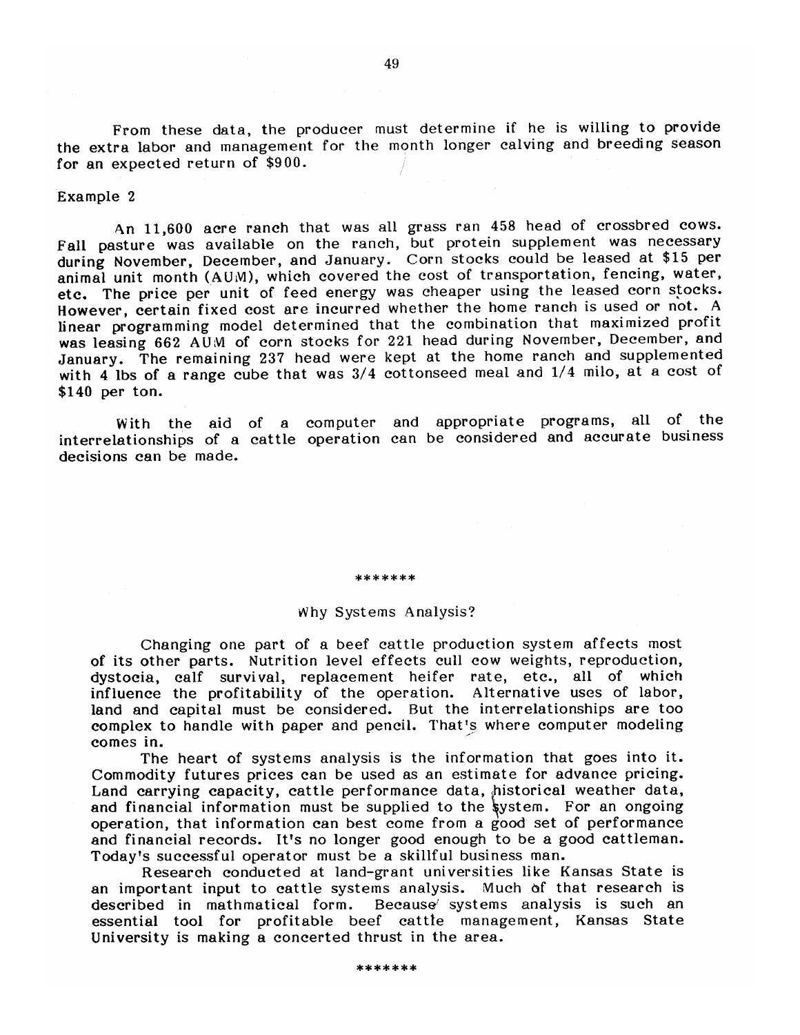From these data, the producer must determine if he is willing to provide the extra labor and management for the month longer calving and breeding season for an expected return of $900.

Example 2

An 11,600 acre ranch that was all grass ran 458 head of crossbred cows. Fall pasture was available on the ranch, but protein supplement was necessary during November, December, and January. Corn stocks could be leased at $15 per animal unit month (AUM), which covered the cost of transportation, fencing, water, etc. The price per unit of feed energy was cheaper using the leased corn stocks. However, certain fixed cost are incurred whether the home ranch is used or not. A linear programming model determined that the combination that maximized profit was leasing 662 AUM of corn stocks for 221 head during November, December, and January. The remaining 237 head were kept at the home ranch and supplemented with 4 lbs of a range cube that was 3/4 cottonseed meal and 1/4 milo, at a cost of $140 per ton.

With the aid of a computer and appropriate programs, all of the interrelationships of a cattle operation can be considered and accurate business decisions can be made.

*******

## Why Systems Analysis?

Changing one part of a beef cattle production system affects most of its other parts. Nutrition level effects cull cow weights, reproduction, dystocia, calf survival, replacement heifer rate, etc., all of which influence the profitability of the operation. Alternative uses of labor, land and capital must be considered. But the interrelationships are too complex to handle with paper and pencil. That's where computer modeling comes in.

The heart of systems analysis is the information that goes into it. Commodity futures prices can be used as an estimate for advance pricing. Land carrying capacity, cattle performance data, historical weather data, and financial information must be supplied to the system. For an ongoing operation, that information can best come from a good set of performance and financial records. It's no longer good enough to be a good cattleman. Today's successful operator must be a skillful business man.

Research conducted at land-grant universities like Kansas State is an important input to cattle systems analysis. Much of that research is described in mathmatical form. Because systems analysis is such an essential tool for profitable beef cattle management, Kansas State University is making a concerted thrust in the area.

*******